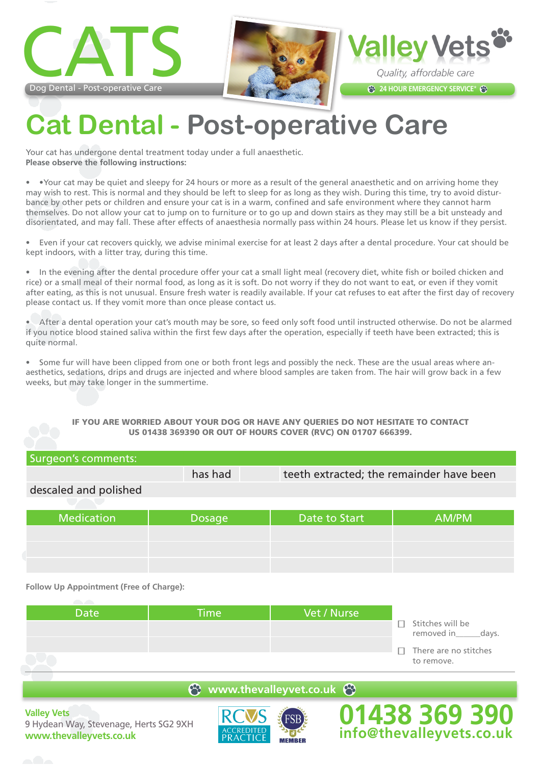# CATS

Dog Dental - Post-operative Care

Valley Vets

*Quality, affordable care*

24 HOUR EMERGENCY SERVICE*

# Cat Dental - Post-operative Care

Your cat has undergone dental treatment today under a full anaesthetic.
**Please observe the following instructions:**

- •Your cat may be quiet and sleepy for 24 hours or more as a result of the general anaesthetic and on arriving home they may wish to rest. This is normal and they should be left to sleep for as long as they wish. During this time, try to avoid disturbance by other pets or children and ensure your cat is in a warm, confined and safe environment where they cannot harm themselves. Do not allow your cat to jump on to furniture or to go up and down stairs as they may still be a bit unsteady and disorientated, and may fall. These after effects of anaesthesia normally pass within 24 hours. Please let us know if they persist.

- Even if your cat recovers quickly, we advise minimal exercise for at least 2 days after a dental procedure. Your cat should be kept indoors, with a litter tray, during this time.

- In the evening after the dental procedure offer your cat a small light meal (recovery diet, white fish or boiled chicken and rice) or a small meal of their normal food, as long as it is soft. Do not worry if they do not want to eat, or even if they vomit after eating, as this is not unusual. Ensure fresh water is readily available. If your cat refuses to eat after the first day of recovery please contact us. If they vomit more than once please contact us.

- After a dental operation your cat's mouth may be sore, so feed only soft food until instructed otherwise. Do not be alarmed if you notice blood stained saliva within the first few days after the operation, especially if teeth have been extracted; this is quite normal.

- Some fur will have been clipped from one or both front legs and possibly the neck. These are the usual areas where anaesthetics, sedations, drips and drugs are injected and where blood samples are taken from. The hair will grow back in a few weeks, but may take longer in the summertime.

**IF YOU ARE WORRIED ABOUT YOUR DOG OR HAVE ANY QUERIES DO NOT HESITATE TO CONTACT US 01438 369390 OR OUT OF HOURS COVER (RVC) ON 01707 666399.**

**Surgeon's comments:**

| | has had | | teeth extracted; the remainder have been |
|---|---|---|---|

descaled and polished

| Medication | Dosage | Date to Start | AM/PM |
|---|---|---|---|
| | | | |
| | | | |
| | | | |

**Follow Up Appointment (Free of Charge):**

| Date | Time | Vet / Nurse |
|---|---|---|
| | | |
| | | |

- ☐ Stitches will be removed in______days.
- ☐ There are no stitches to remove.

www.thevalleyvet.co.uk

**Valley Vets**
9 Hydean Way, Stevenage, Herts SG2 9XH
**www.thevalleyvets.co.uk**

RCVS ACCREDITED PRACTICE

FSB MEMBER

**01438 369 390**
**info@thevalleyvets.co.uk**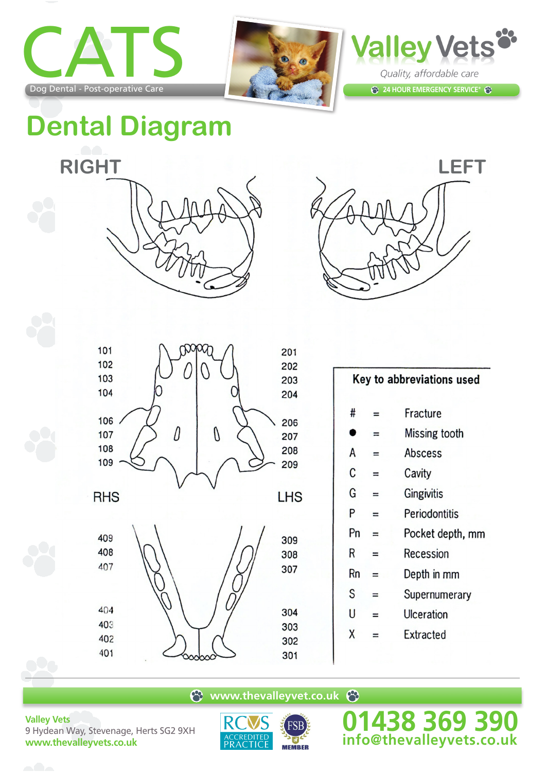# CATS

Dog Dental - Post-operative Care

Valley Vets

*Quality, affordable care*

24 HOUR EMERGENCY SERVICE*

## Dental Diagram

RIGHT

LEFT

101
102
103
104

106
107
108
109

201
202
203
204

206
207
208
209

RHS

LHS

409
408
407

404
403
402
401

309
308
307

304
303
302
301

**Key to abbreviations used**

| | | |
|---|---|---|
| # | = | Fracture |
| ● | = | Missing tooth |
| A | = | Abscess |
| C | = | Cavity |
| G | = | Gingivitis |
| P | = | Periodontitis |
| Pn | = | Pocket depth, mm |
| R | = | Recession |
| Rn | = | Depth in mm |
| S | = | Supernumerary |
| U | = | Ulceration |
| X | = | Extracted |

www.thevalleyvet.co.uk

**Valley Vets**
9 Hydean Way, Stevenage, Herts SG2 9XH
www.thevalleyvets.co.uk

RCVS ACCREDITED PRACTICE

FSB MEMBER

**01438 369 390**
**info@thevalleyvets.co.uk**